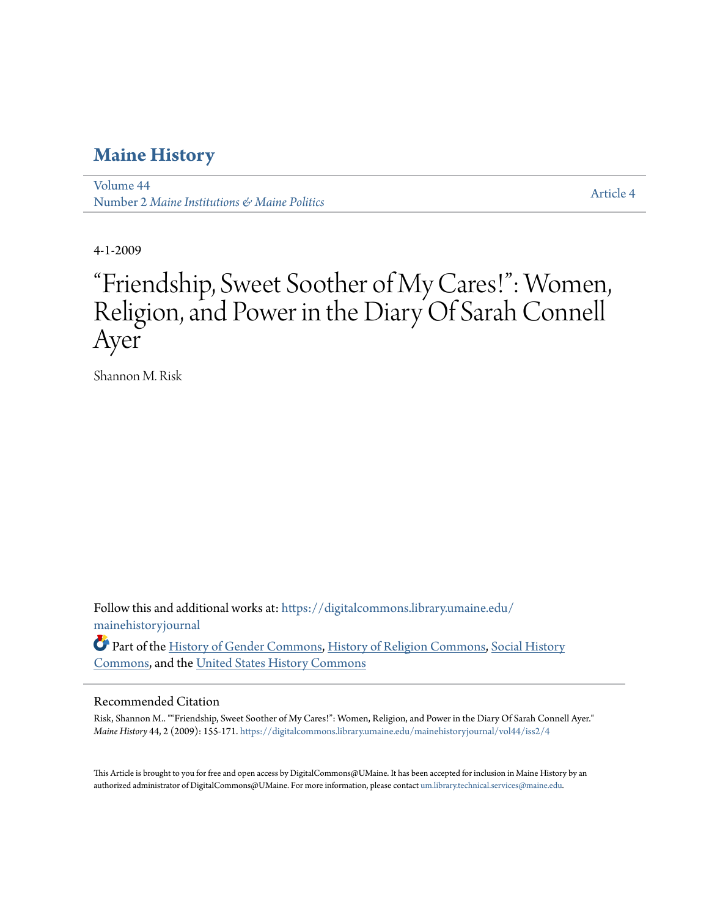# Maine History

Volume 44
Number 2 *Maine Institutions & Maine Politics*

Article 4

4-1-2009

# "Friendship, Sweet Soother of My Cares!": Women, Religion, and Power in the Diary Of Sarah Connell Ayer

Shannon M. Risk

Follow this and additional works at: https://digitalcommons.library.umaine.edu/mainehistoryjournal

Part of the History of Gender Commons, History of Religion Commons, Social History Commons, and the United States History Commons

## Recommended Citation

Risk, Shannon M.. ""Friendship, Sweet Soother of My Cares!": Women, Religion, and Power in the Diary Of Sarah Connell Ayer." *Maine History* 44, 2 (2009): 155-171. https://digitalcommons.library.umaine.edu/mainehistoryjournal/vol44/iss2/4

This Article is brought to you for free and open access by DigitalCommons@UMaine. It has been accepted for inclusion in Maine History by an authorized administrator of DigitalCommons@UMaine. For more information, please contact um.library.technical.services@maine.edu.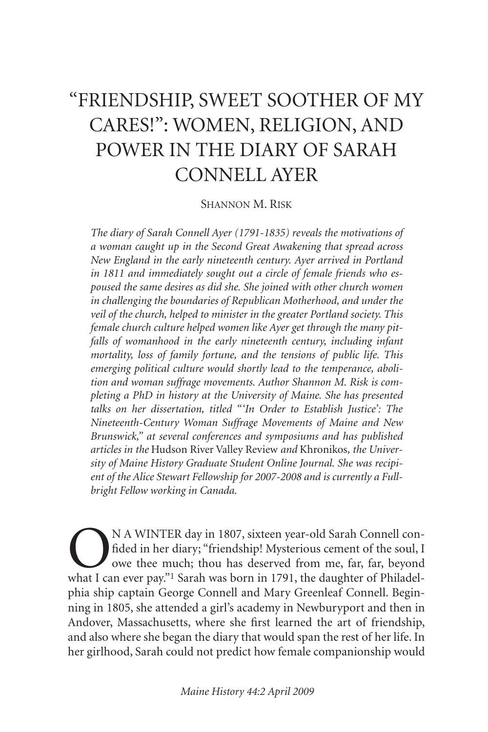# "FRIENDSHIP, SWEET SOOTHER OF MY CARES!": WOMEN, RELIGION, AND POWER IN THE DIARY OF SARAH CONNELL AYER

Shannon M. Risk

*The diary of Sarah Connell Ayer (1791-1835) reveals the motivations of a woman caught up in the Second Great Awakening that spread across New England in the early nineteenth century. Ayer arrived in Portland in 1811 and immediately sought out a circle of female friends who espoused the same desires as did she. She joined with other church women in challenging the boundaries of Republican Motherhood, and under the veil of the church, helped to minister in the greater Portland society. This female church culture helped women like Ayer get through the many pitfalls of womanhood in the early nineteenth century, including infant mortality, loss of family fortune, and the tensions of public life. This emerging political culture would shortly lead to the temperance, abolition and woman suffrage movements. Author Shannon M. Risk is completing a PhD in history at the University of Maine. She has presented talks on her dissertation, titled "'In Order to Establish Justice': The Nineteenth-Century Woman Suffrage Movements of Maine and New Brunswick," at several conferences and symposiums and has published articles in the* Hudson River Valley Review *and* Khronikos*, the University of Maine History Graduate Student Online Journal. She was recipient of the Alice Stewart Fellowship for 2007-2008 and is currently a Fullbright Fellow working in Canada.*

ON A WINTER day in 1807, sixteen year-old Sarah Connell confided in her diary; "friendship! Mysterious cement of the soul, I owe thee much; thou has deserved from me, far, far, beyond what I can ever pay."[1] Sarah was born in 1791, the daughter of Philadelphia ship captain George Connell and Mary Greenleaf Connell. Beginning in 1805, she attended a girl's academy in Newburyport and then in Andover, Massachusetts, where she first learned the art of friendship, and also where she began the diary that would span the rest of her life. In her girlhood, Sarah could not predict how female companionship would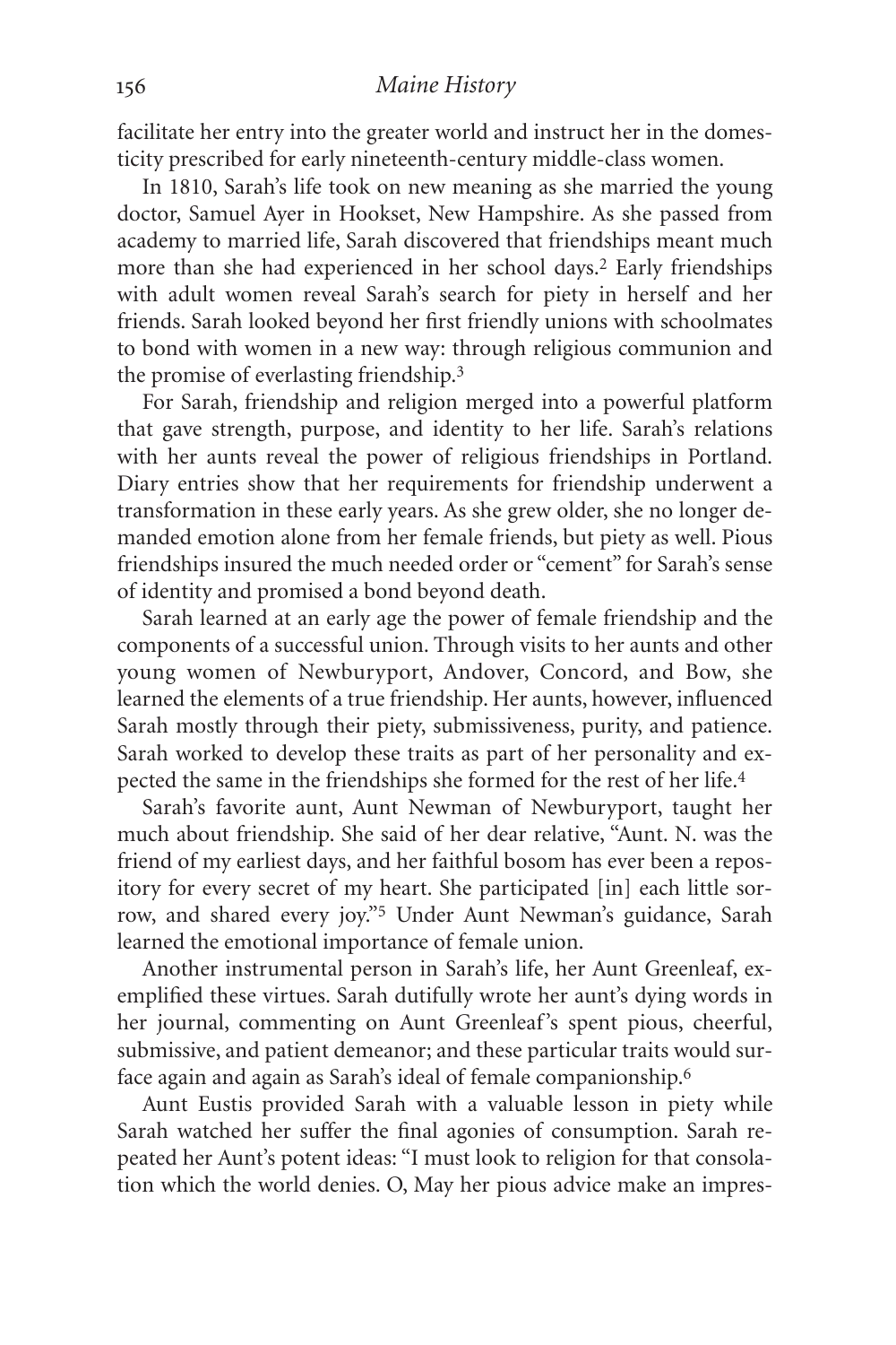facilitate her entry into the greater world and instruct her in the domesticity prescribed for early nineteenth-century middle-class women.

In 1810, Sarah's life took on new meaning as she married the young doctor, Samuel Ayer in Hookset, New Hampshire. As she passed from academy to married life, Sarah discovered that friendships meant much more than she had experienced in her school days.[2] Early friendships with adult women reveal Sarah's search for piety in herself and her friends. Sarah looked beyond her first friendly unions with schoolmates to bond with women in a new way: through religious communion and the promise of everlasting friendship.[3]

For Sarah, friendship and religion merged into a powerful platform that gave strength, purpose, and identity to her life. Sarah's relations with her aunts reveal the power of religious friendships in Portland. Diary entries show that her requirements for friendship underwent a transformation in these early years. As she grew older, she no longer demanded emotion alone from her female friends, but piety as well. Pious friendships insured the much needed order or "cement" for Sarah's sense of identity and promised a bond beyond death.

Sarah learned at an early age the power of female friendship and the components of a successful union. Through visits to her aunts and other young women of Newburyport, Andover, Concord, and Bow, she learned the elements of a true friendship. Her aunts, however, influenced Sarah mostly through their piety, submissiveness, purity, and patience. Sarah worked to develop these traits as part of her personality and expected the same in the friendships she formed for the rest of her life.[4]

Sarah's favorite aunt, Aunt Newman of Newburyport, taught her much about friendship. She said of her dear relative, "Aunt. N. was the friend of my earliest days, and her faithful bosom has ever been a repository for every secret of my heart. She participated [in] each little sorrow, and shared every joy."[5] Under Aunt Newman's guidance, Sarah learned the emotional importance of female union.

Another instrumental person in Sarah's life, her Aunt Greenleaf, exemplified these virtues. Sarah dutifully wrote her aunt's dying words in her journal, commenting on Aunt Greenleaf's spent pious, cheerful, submissive, and patient demeanor; and these particular traits would surface again and again as Sarah's ideal of female companionship.[6]

Aunt Eustis provided Sarah with a valuable lesson in piety while Sarah watched her suffer the final agonies of consumption. Sarah repeated her Aunt's potent ideas: "I must look to religion for that consolation which the world denies. O, May her pious advice make an impres-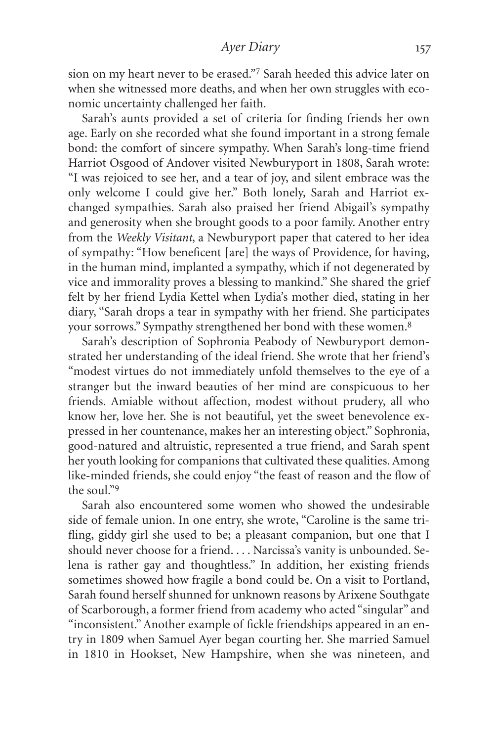sion on my heart never to be erased."[7] Sarah heeded this advice later on when she witnessed more deaths, and when her own struggles with economic uncertainty challenged her faith.

Sarah's aunts provided a set of criteria for finding friends her own age. Early on she recorded what she found important in a strong female bond: the comfort of sincere sympathy. When Sarah's long-time friend Harriot Osgood of Andover visited Newburyport in 1808, Sarah wrote: "I was rejoiced to see her, and a tear of joy, and silent embrace was the only welcome I could give her." Both lonely, Sarah and Harriot exchanged sympathies. Sarah also praised her friend Abigail's sympathy and generosity when she brought goods to a poor family. Another entry from the *Weekly Visitant*, a Newburyport paper that catered to her idea of sympathy: "How beneficent [are] the ways of Providence, for having, in the human mind, implanted a sympathy, which if not degenerated by vice and immorality proves a blessing to mankind." She shared the grief felt by her friend Lydia Kettel when Lydia's mother died, stating in her diary, "Sarah drops a tear in sympathy with her friend. She participates your sorrows." Sympathy strengthened her bond with these women.[8]

Sarah's description of Sophronia Peabody of Newburyport demonstrated her understanding of the ideal friend. She wrote that her friend's "modest virtues do not immediately unfold themselves to the eye of a stranger but the inward beauties of her mind are conspicuous to her friends. Amiable without affection, modest without prudery, all who know her, love her. She is not beautiful, yet the sweet benevolence expressed in her countenance, makes her an interesting object." Sophronia, good-natured and altruistic, represented a true friend, and Sarah spent her youth looking for companions that cultivated these qualities. Among like-minded friends, she could enjoy "the feast of reason and the flow of the soul."[9]

Sarah also encountered some women who showed the undesirable side of female union. In one entry, she wrote, "Caroline is the same trifling, giddy girl she used to be; a pleasant companion, but one that I should never choose for a friend. . . . Narcissa's vanity is unbounded. Selena is rather gay and thoughtless." In addition, her existing friends sometimes showed how fragile a bond could be. On a visit to Portland, Sarah found herself shunned for unknown reasons by Arixene Southgate of Scarborough, a former friend from academy who acted "singular" and "inconsistent." Another example of fickle friendships appeared in an entry in 1809 when Samuel Ayer began courting her. She married Samuel in 1810 in Hookset, New Hampshire, when she was nineteen, and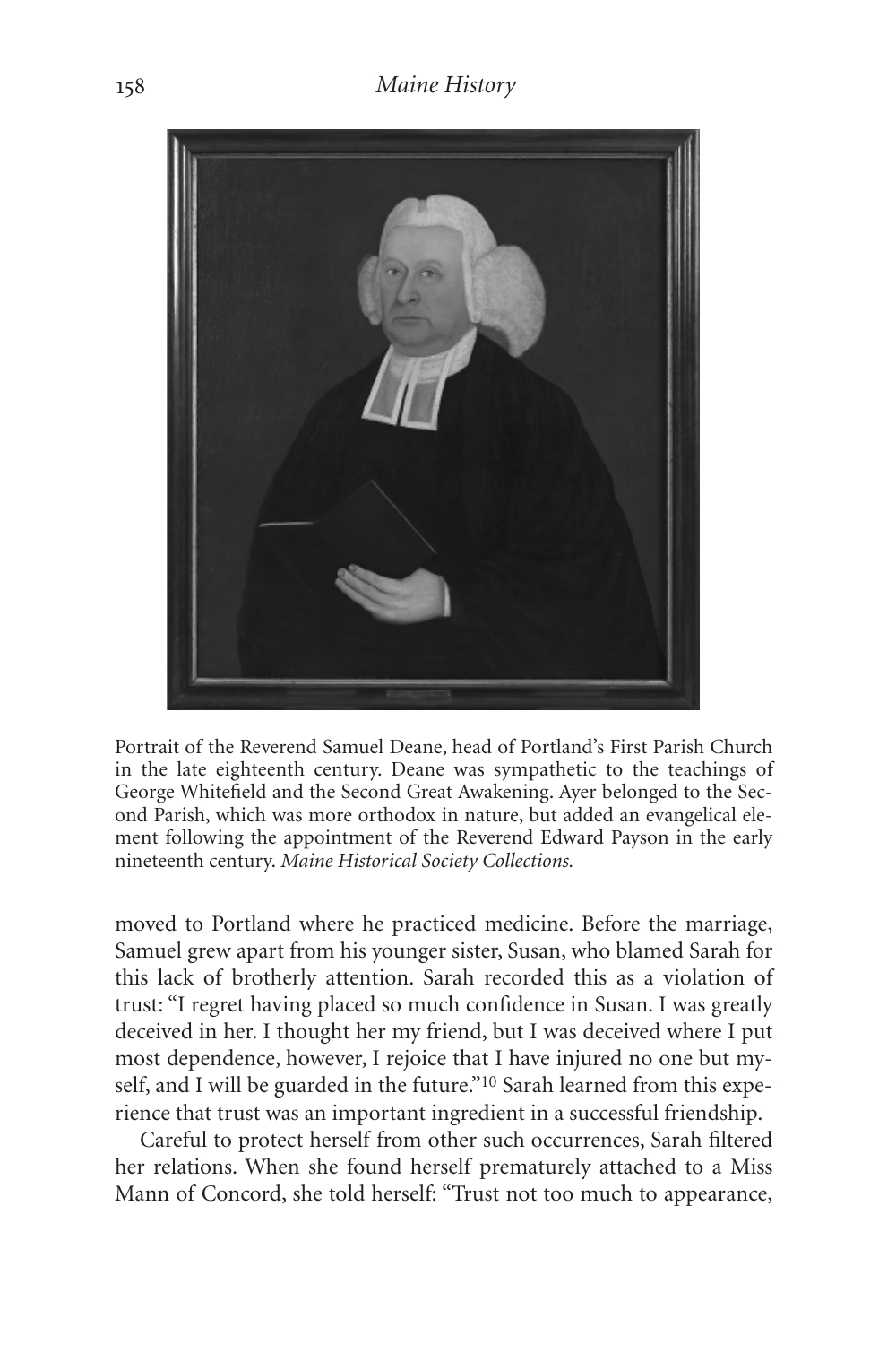Portrait of the Reverend Samuel Deane, head of Portland's First Parish Church in the late eighteenth century. Deane was sympathetic to the teachings of George Whitefield and the Second Great Awakening. Ayer belonged to the Second Parish, which was more orthodox in nature, but added an evangelical element following the appointment of the Reverend Edward Payson in the early nineteenth century. *Maine Historical Society Collections.*

moved to Portland where he practiced medicine. Before the marriage, Samuel grew apart from his younger sister, Susan, who blamed Sarah for this lack of brotherly attention. Sarah recorded this as a violation of trust: "I regret having placed so much confidence in Susan. I was greatly deceived in her. I thought her my friend, but I was deceived where I put most dependence, however, I rejoice that I have injured no one but myself, and I will be guarded in the future."[10] Sarah learned from this experience that trust was an important ingredient in a successful friendship.

Careful to protect herself from other such occurrences, Sarah filtered her relations. When she found herself prematurely attached to a Miss Mann of Concord, she told herself: "Trust not too much to appearance,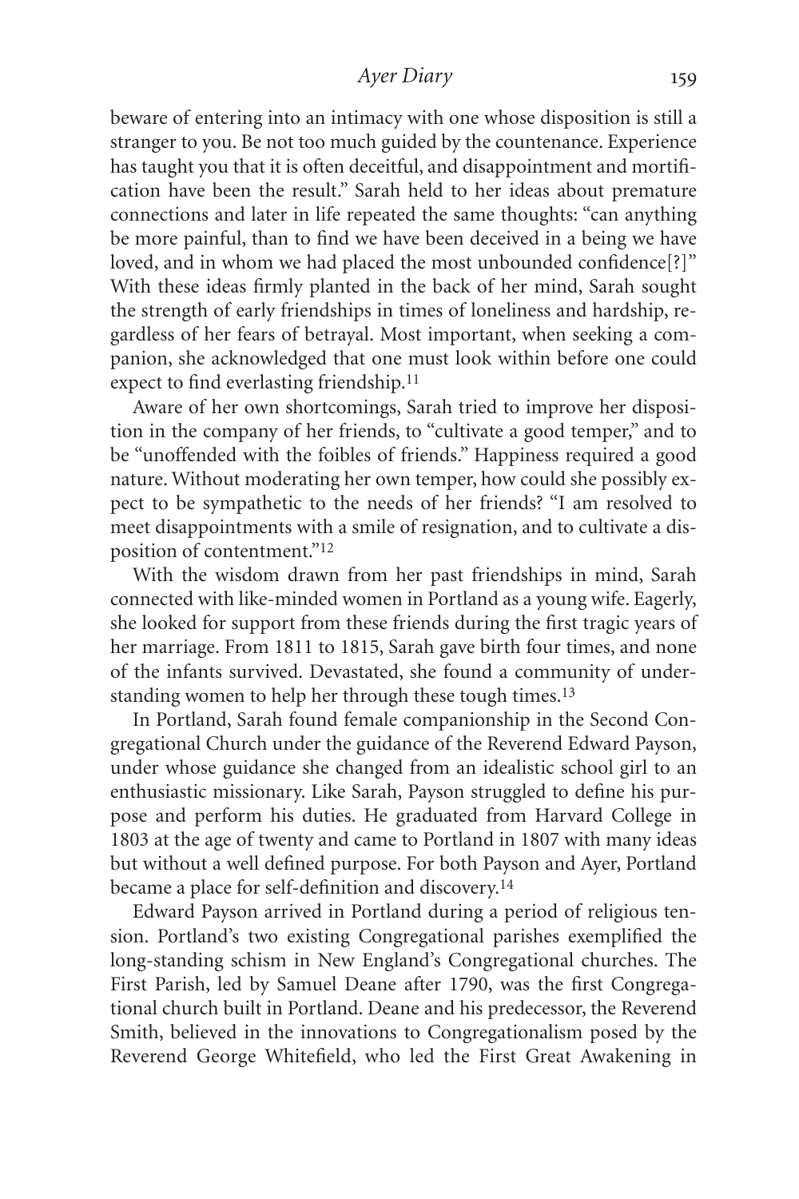beware of entering into an intimacy with one whose disposition is still a stranger to you. Be not too much guided by the countenance. Experience has taught you that it is often deceitful, and disappointment and mortification have been the result." Sarah held to her ideas about premature connections and later in life repeated the same thoughts: "can anything be more painful, than to find we have been deceived in a being we have loved, and in whom we had placed the most unbounded confidence[?]" With these ideas firmly planted in the back of her mind, Sarah sought the strength of early friendships in times of loneliness and hardship, regardless of her fears of betrayal. Most important, when seeking a companion, she acknowledged that one must look within before one could expect to find everlasting friendship.[11]

Aware of her own shortcomings, Sarah tried to improve her disposition in the company of her friends, to "cultivate a good temper," and to be "unoffended with the foibles of friends." Happiness required a good nature. Without moderating her own temper, how could she possibly expect to be sympathetic to the needs of her friends? "I am resolved to meet disappointments with a smile of resignation, and to cultivate a disposition of contentment."[12]

With the wisdom drawn from her past friendships in mind, Sarah connected with like-minded women in Portland as a young wife. Eagerly, she looked for support from these friends during the first tragic years of her marriage. From 1811 to 1815, Sarah gave birth four times, and none of the infants survived. Devastated, she found a community of understanding women to help her through these tough times.[13]

In Portland, Sarah found female companionship in the Second Congregational Church under the guidance of the Reverend Edward Payson, under whose guidance she changed from an idealistic school girl to an enthusiastic missionary. Like Sarah, Payson struggled to define his purpose and perform his duties. He graduated from Harvard College in 1803 at the age of twenty and came to Portland in 1807 with many ideas but without a well defined purpose. For both Payson and Ayer, Portland became a place for self-definition and discovery.[14]

Edward Payson arrived in Portland during a period of religious tension. Portland's two existing Congregational parishes exemplified the long-standing schism in New England's Congregational churches. The First Parish, led by Samuel Deane after 1790, was the first Congregational church built in Portland. Deane and his predecessor, the Reverend Smith, believed in the innovations to Congregationalism posed by the Reverend George Whitefield, who led the First Great Awakening in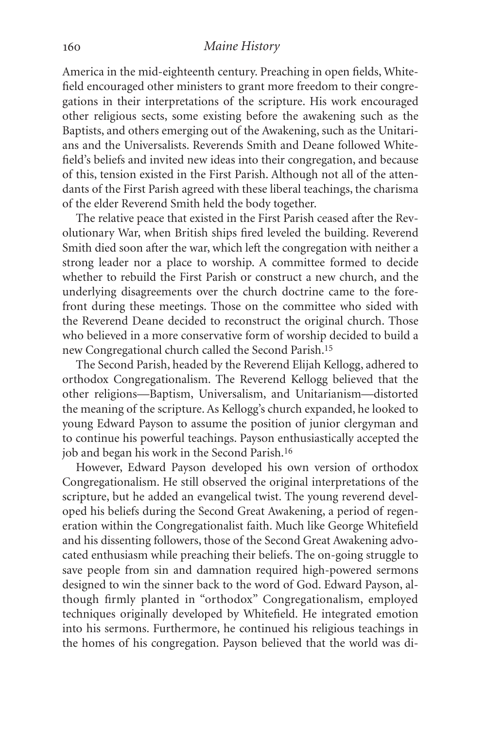America in the mid-eighteenth century. Preaching in open fields, Whitefield encouraged other ministers to grant more freedom to their congregations in their interpretations of the scripture. His work encouraged other religious sects, some existing before the awakening such as the Baptists, and others emerging out of the Awakening, such as the Unitarians and the Universalists. Reverends Smith and Deane followed Whitefield's beliefs and invited new ideas into their congregation, and because of this, tension existed in the First Parish. Although not all of the attendants of the First Parish agreed with these liberal teachings, the charisma of the elder Reverend Smith held the body together.

The relative peace that existed in the First Parish ceased after the Revolutionary War, when British ships fired leveled the building. Reverend Smith died soon after the war, which left the congregation with neither a strong leader nor a place to worship. A committee formed to decide whether to rebuild the First Parish or construct a new church, and the underlying disagreements over the church doctrine came to the forefront during these meetings. Those on the committee who sided with the Reverend Deane decided to reconstruct the original church. Those who believed in a more conservative form of worship decided to build a new Congregational church called the Second Parish.[15]

The Second Parish, headed by the Reverend Elijah Kellogg, adhered to orthodox Congregationalism. The Reverend Kellogg believed that the other religions—Baptism, Universalism, and Unitarianism—distorted the meaning of the scripture. As Kellogg's church expanded, he looked to young Edward Payson to assume the position of junior clergyman and to continue his powerful teachings. Payson enthusiastically accepted the job and began his work in the Second Parish.[16]

However, Edward Payson developed his own version of orthodox Congregationalism. He still observed the original interpretations of the scripture, but he added an evangelical twist. The young reverend developed his beliefs during the Second Great Awakening, a period of regeneration within the Congregationalist faith. Much like George Whitefield and his dissenting followers, those of the Second Great Awakening advocated enthusiasm while preaching their beliefs. The on-going struggle to save people from sin and damnation required high-powered sermons designed to win the sinner back to the word of God. Edward Payson, although firmly planted in "orthodox" Congregationalism, employed techniques originally developed by Whitefield. He integrated emotion into his sermons. Furthermore, he continued his religious teachings in the homes of his congregation. Payson believed that the world was di-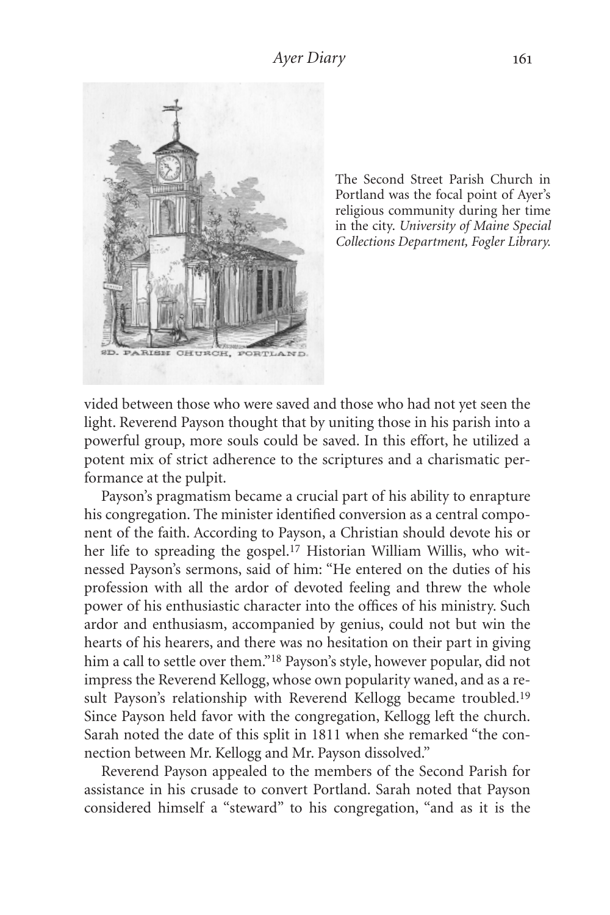The Second Street Parish Church in Portland was the focal point of Ayer's religious community during her time in the city. *University of Maine Special Collections Department, Fogler Library.*

vided between those who were saved and those who had not yet seen the light. Reverend Payson thought that by uniting those in his parish into a powerful group, more souls could be saved. In this effort, he utilized a potent mix of strict adherence to the scriptures and a charismatic performance at the pulpit.

Payson's pragmatism became a crucial part of his ability to enrapture his congregation. The minister identified conversion as a central component of the faith. According to Payson, a Christian should devote his or her life to spreading the gospel.[17] Historian William Willis, who witnessed Payson's sermons, said of him: "He entered on the duties of his profession with all the ardor of devoted feeling and threw the whole power of his enthusiastic character into the offices of his ministry. Such ardor and enthusiasm, accompanied by genius, could not but win the hearts of his hearers, and there was no hesitation on their part in giving him a call to settle over them."[18] Payson's style, however popular, did not impress the Reverend Kellogg, whose own popularity waned, and as a result Payson's relationship with Reverend Kellogg became troubled.[19] Since Payson held favor with the congregation, Kellogg left the church. Sarah noted the date of this split in 1811 when she remarked "the connection between Mr. Kellogg and Mr. Payson dissolved."

Reverend Payson appealed to the members of the Second Parish for assistance in his crusade to convert Portland. Sarah noted that Payson considered himself a "steward" to his congregation, "and as it is the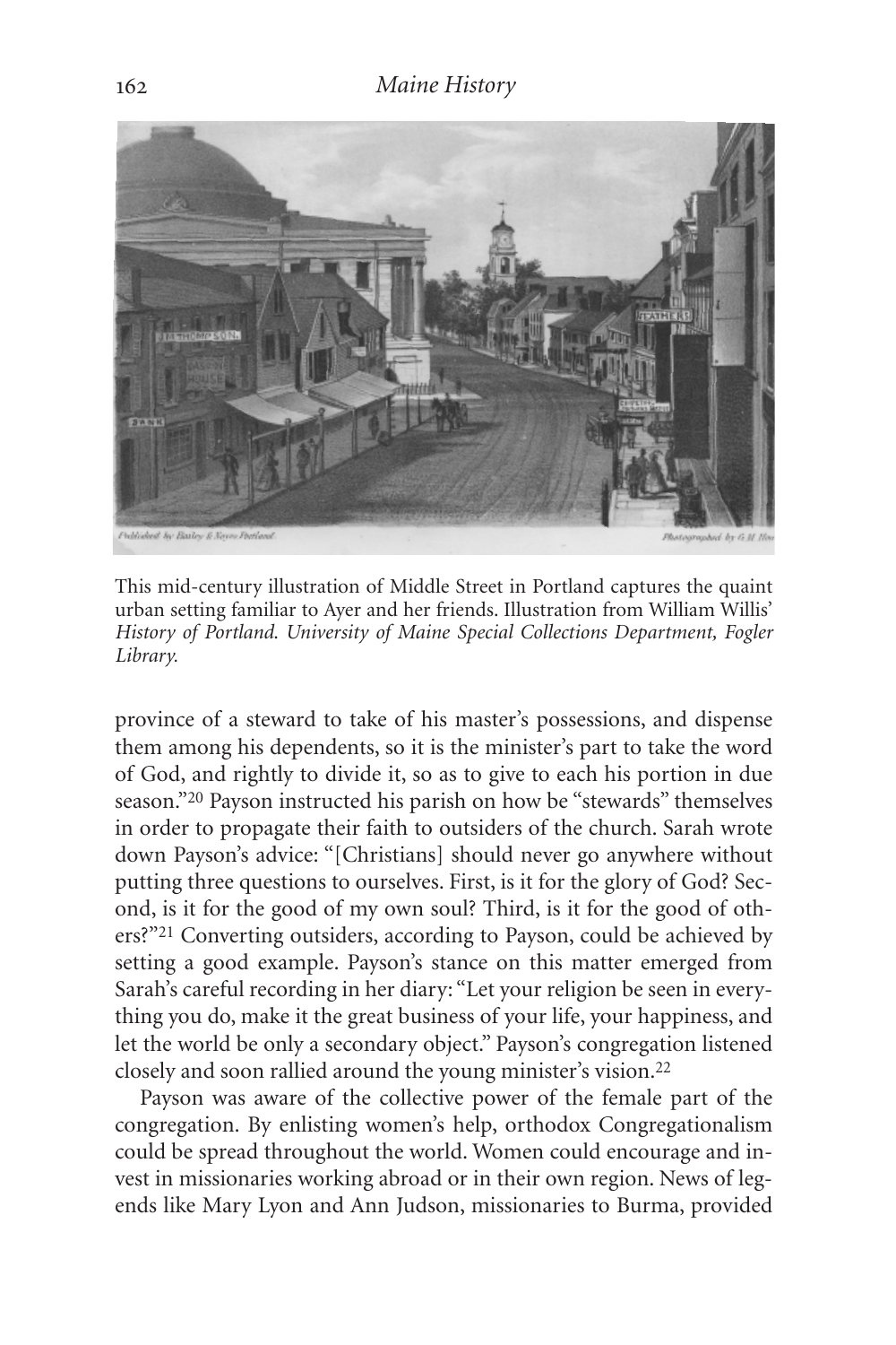This mid-century illustration of Middle Street in Portland captures the quaint urban setting familiar to Ayer and her friends. Illustration from William Willis' *History of Portland. University of Maine Special Collections Department, Fogler Library.*

province of a steward to take of his master's possessions, and dispense them among his dependents, so it is the minister's part to take the word of God, and rightly to divide it, so as to give to each his portion in due season."[20] Payson instructed his parish on how be "stewards" themselves in order to propagate their faith to outsiders of the church. Sarah wrote down Payson's advice: "[Christians] should never go anywhere without putting three questions to ourselves. First, is it for the glory of God? Second, is it for the good of my own soul? Third, is it for the good of others?"[21] Converting outsiders, according to Payson, could be achieved by setting a good example. Payson's stance on this matter emerged from Sarah's careful recording in her diary: "Let your religion be seen in everything you do, make it the great business of your life, your happiness, and let the world be only a secondary object." Payson's congregation listened closely and soon rallied around the young minister's vision.[22]

Payson was aware of the collective power of the female part of the congregation. By enlisting women's help, orthodox Congregationalism could be spread throughout the world. Women could encourage and invest in missionaries working abroad or in their own region. News of legends like Mary Lyon and Ann Judson, missionaries to Burma, provided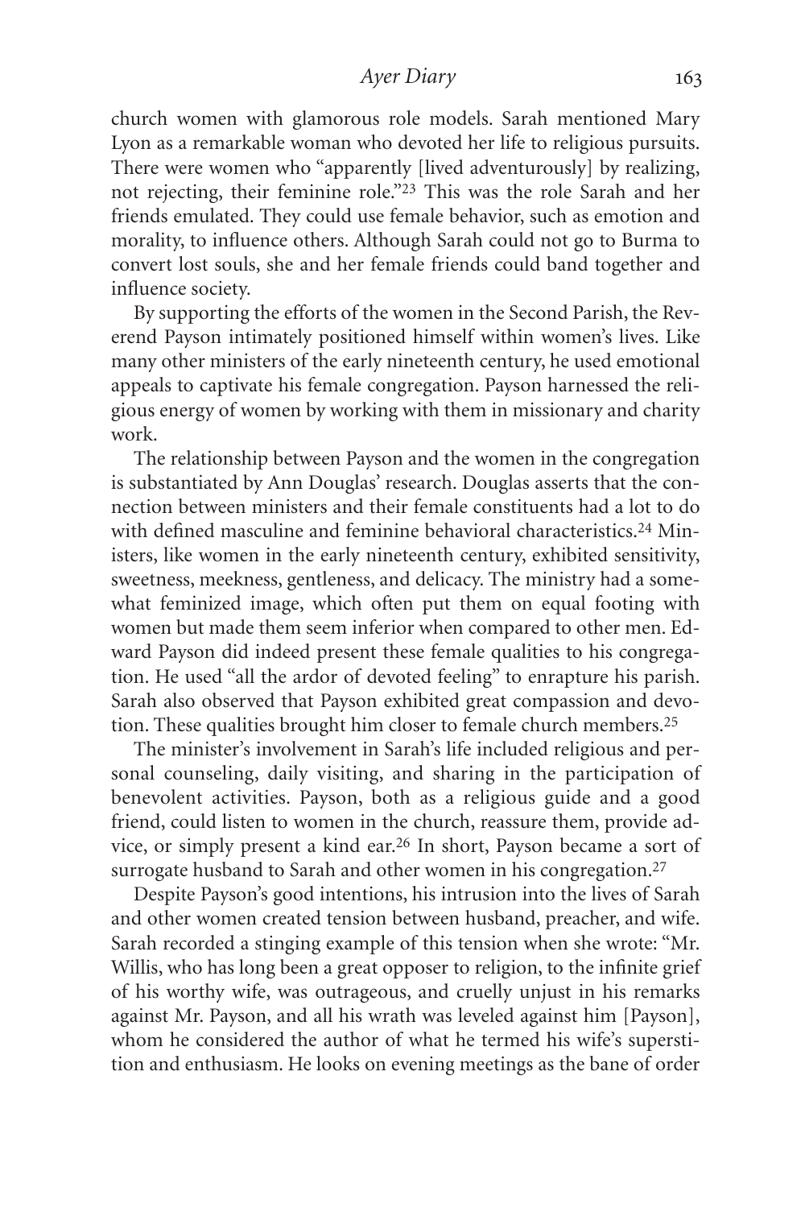church women with glamorous role models. Sarah mentioned Mary Lyon as a remarkable woman who devoted her life to religious pursuits. There were women who "apparently [lived adventurously] by realizing, not rejecting, their feminine role."[23] This was the role Sarah and her friends emulated. They could use female behavior, such as emotion and morality, to influence others. Although Sarah could not go to Burma to convert lost souls, she and her female friends could band together and influence society.

By supporting the efforts of the women in the Second Parish, the Reverend Payson intimately positioned himself within women's lives. Like many other ministers of the early nineteenth century, he used emotional appeals to captivate his female congregation. Payson harnessed the religious energy of women by working with them in missionary and charity work.

The relationship between Payson and the women in the congregation is substantiated by Ann Douglas' research. Douglas asserts that the connection between ministers and their female constituents had a lot to do with defined masculine and feminine behavioral characteristics.[24] Ministers, like women in the early nineteenth century, exhibited sensitivity, sweetness, meekness, gentleness, and delicacy. The ministry had a somewhat feminized image, which often put them on equal footing with women but made them seem inferior when compared to other men. Edward Payson did indeed present these female qualities to his congregation. He used "all the ardor of devoted feeling" to enrapture his parish. Sarah also observed that Payson exhibited great compassion and devotion. These qualities brought him closer to female church members.[25]

The minister's involvement in Sarah's life included religious and personal counseling, daily visiting, and sharing in the participation of benevolent activities. Payson, both as a religious guide and a good friend, could listen to women in the church, reassure them, provide advice, or simply present a kind ear.[26] In short, Payson became a sort of surrogate husband to Sarah and other women in his congregation.[27]

Despite Payson's good intentions, his intrusion into the lives of Sarah and other women created tension between husband, preacher, and wife. Sarah recorded a stinging example of this tension when she wrote: "Mr. Willis, who has long been a great opposer to religion, to the infinite grief of his worthy wife, was outrageous, and cruelly unjust in his remarks against Mr. Payson, and all his wrath was leveled against him [Payson], whom he considered the author of what he termed his wife's superstition and enthusiasm. He looks on evening meetings as the bane of order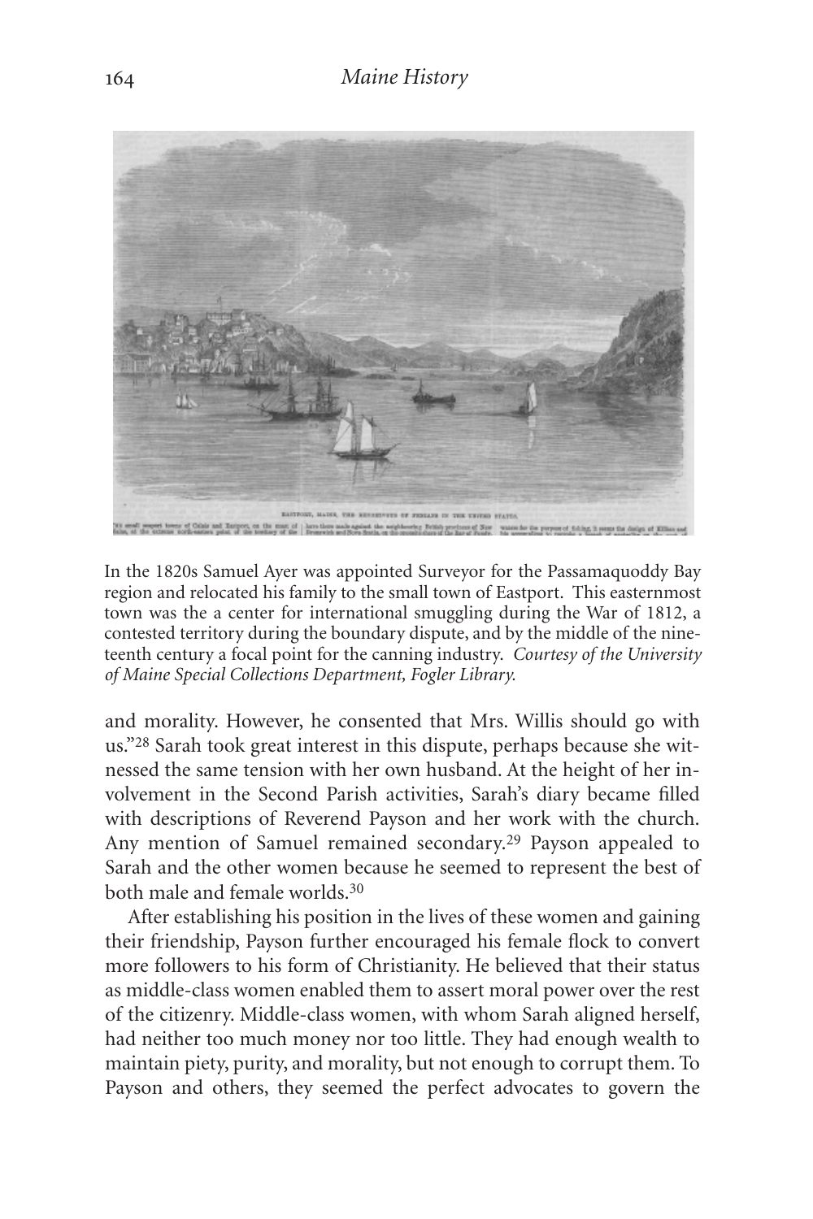In the 1820s Samuel Ayer was appointed Surveyor for the Passamaquoddy Bay region and relocated his family to the small town of Eastport. This easternmost town was the a center for international smuggling during the War of 1812, a contested territory during the boundary dispute, and by the middle of the nineteenth century a focal point for the canning industry. *Courtesy of the University of Maine Special Collections Department, Fogler Library.*

and morality. However, he consented that Mrs. Willis should go with us."[28] Sarah took great interest in this dispute, perhaps because she witnessed the same tension with her own husband. At the height of her involvement in the Second Parish activities, Sarah's diary became filled with descriptions of Reverend Payson and her work with the church. Any mention of Samuel remained secondary.[29] Payson appealed to Sarah and the other women because he seemed to represent the best of both male and female worlds.[30]

After establishing his position in the lives of these women and gaining their friendship, Payson further encouraged his female flock to convert more followers to his form of Christianity. He believed that their status as middle-class women enabled them to assert moral power over the rest of the citizenry. Middle-class women, with whom Sarah aligned herself, had neither too much money nor too little. They had enough wealth to maintain piety, purity, and morality, but not enough to corrupt them. To Payson and others, they seemed the perfect advocates to govern the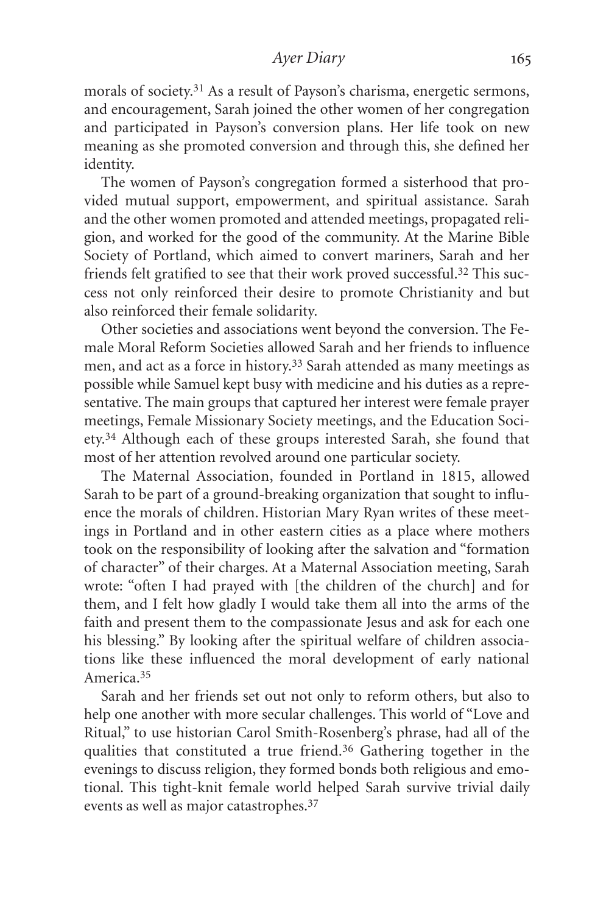morals of society.[31] As a result of Payson's charisma, energetic sermons, and encouragement, Sarah joined the other women of her congregation and participated in Payson's conversion plans. Her life took on new meaning as she promoted conversion and through this, she defined her identity.

The women of Payson's congregation formed a sisterhood that provided mutual support, empowerment, and spiritual assistance. Sarah and the other women promoted and attended meetings, propagated religion, and worked for the good of the community. At the Marine Bible Society of Portland, which aimed to convert mariners, Sarah and her friends felt gratified to see that their work proved successful.[32] This success not only reinforced their desire to promote Christianity and but also reinforced their female solidarity.

Other societies and associations went beyond the conversion. The Female Moral Reform Societies allowed Sarah and her friends to influence men, and act as a force in history.[33] Sarah attended as many meetings as possible while Samuel kept busy with medicine and his duties as a representative. The main groups that captured her interest were female prayer meetings, Female Missionary Society meetings, and the Education Society.[34] Although each of these groups interested Sarah, she found that most of her attention revolved around one particular society.

The Maternal Association, founded in Portland in 1815, allowed Sarah to be part of a ground-breaking organization that sought to influence the morals of children. Historian Mary Ryan writes of these meetings in Portland and in other eastern cities as a place where mothers took on the responsibility of looking after the salvation and "formation of character" of their charges. At a Maternal Association meeting, Sarah wrote: "often I had prayed with [the children of the church] and for them, and I felt how gladly I would take them all into the arms of the faith and present them to the compassionate Jesus and ask for each one his blessing." By looking after the spiritual welfare of children associations like these influenced the moral development of early national America.[35]

Sarah and her friends set out not only to reform others, but also to help one another with more secular challenges. This world of "Love and Ritual," to use historian Carol Smith-Rosenberg's phrase, had all of the qualities that constituted a true friend.[36] Gathering together in the evenings to discuss religion, they formed bonds both religious and emotional. This tight-knit female world helped Sarah survive trivial daily events as well as major catastrophes.[37]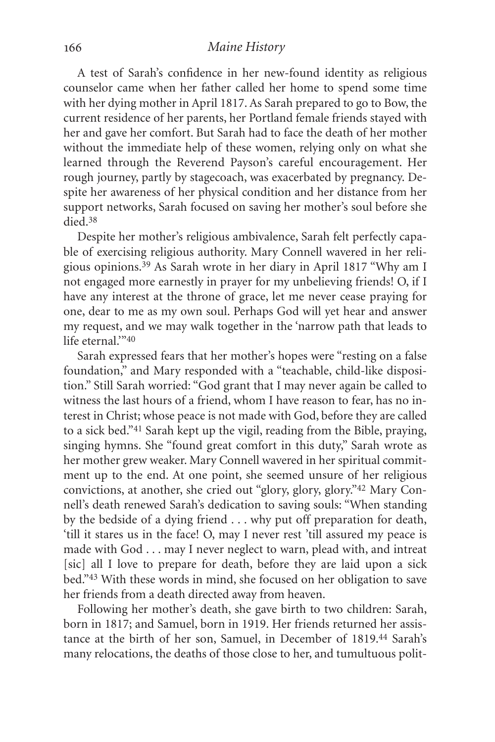A test of Sarah's confidence in her new-found identity as religious counselor came when her father called her home to spend some time with her dying mother in April 1817. As Sarah prepared to go to Bow, the current residence of her parents, her Portland female friends stayed with her and gave her comfort. But Sarah had to face the death of her mother without the immediate help of these women, relying only on what she learned through the Reverend Payson's careful encouragement. Her rough journey, partly by stagecoach, was exacerbated by pregnancy. Despite her awareness of her physical condition and her distance from her support networks, Sarah focused on saving her mother's soul before she died.[38]

Despite her mother's religious ambivalence, Sarah felt perfectly capable of exercising religious authority. Mary Connell wavered in her religious opinions.[39] As Sarah wrote in her diary in April 1817 "Why am I not engaged more earnestly in prayer for my unbelieving friends! O, if I have any interest at the throne of grace, let me never cease praying for one, dear to me as my own soul. Perhaps God will yet hear and answer my request, and we may walk together in the 'narrow path that leads to life eternal.'"[40]

Sarah expressed fears that her mother's hopes were "resting on a false foundation," and Mary responded with a "teachable, child-like disposition." Still Sarah worried: "God grant that I may never again be called to witness the last hours of a friend, whom I have reason to fear, has no interest in Christ; whose peace is not made with God, before they are called to a sick bed."[41] Sarah kept up the vigil, reading from the Bible, praying, singing hymns. She "found great comfort in this duty," Sarah wrote as her mother grew weaker. Mary Connell wavered in her spiritual commitment up to the end. At one point, she seemed unsure of her religious convictions, at another, she cried out "glory, glory, glory."[42] Mary Connell's death renewed Sarah's dedication to saving souls: "When standing by the bedside of a dying friend . . . why put off preparation for death, 'till it stares us in the face! O, may I never rest 'till assured my peace is made with God . . . may I never neglect to warn, plead with, and intreat [sic] all I love to prepare for death, before they are laid upon a sick bed."[43] With these words in mind, she focused on her obligation to save her friends from a death directed away from heaven.

Following her mother's death, she gave birth to two children: Sarah, born in 1817; and Samuel, born in 1919. Her friends returned her assistance at the birth of her son, Samuel, in December of 1819.[44] Sarah's many relocations, the deaths of those close to her, and tumultuous polit-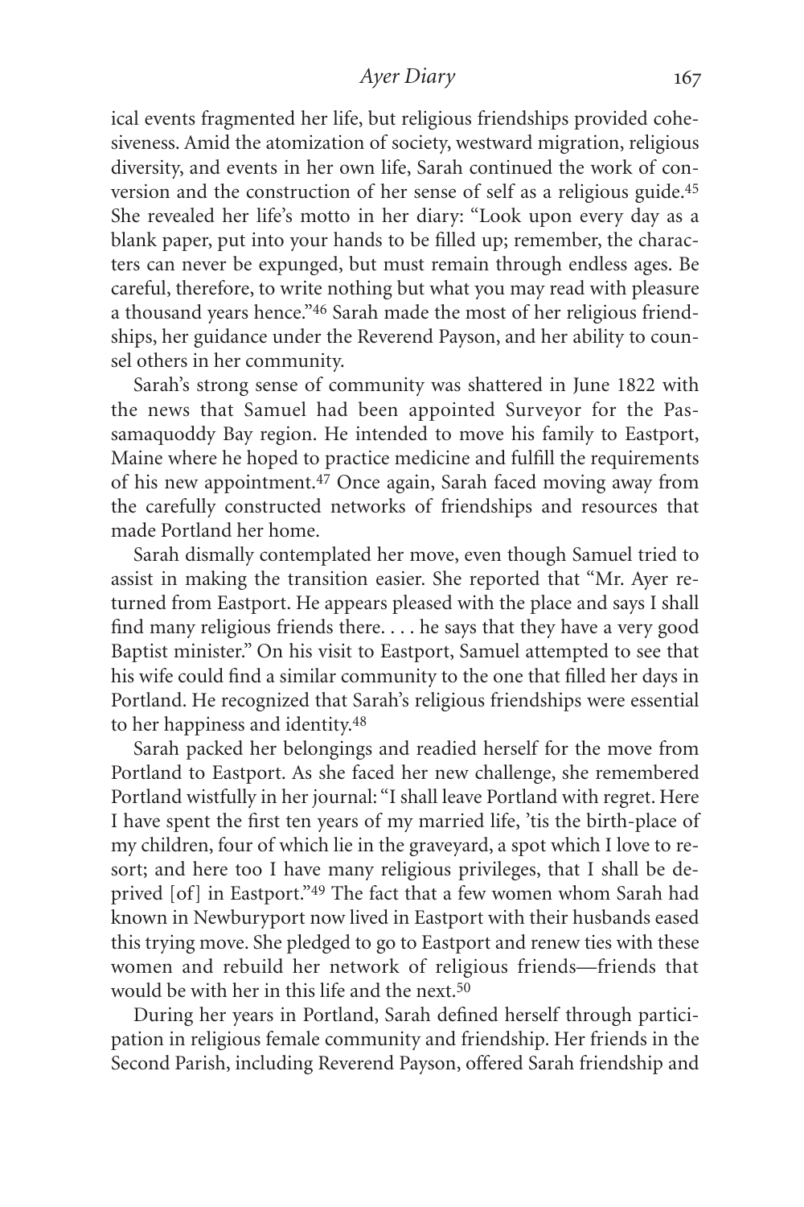ical events fragmented her life, but religious friendships provided cohesiveness. Amid the atomization of society, westward migration, religious diversity, and events in her own life, Sarah continued the work of conversion and the construction of her sense of self as a religious guide.[45] She revealed her life's motto in her diary: "Look upon every day as a blank paper, put into your hands to be filled up; remember, the characters can never be expunged, but must remain through endless ages. Be careful, therefore, to write nothing but what you may read with pleasure a thousand years hence."[46] Sarah made the most of her religious friendships, her guidance under the Reverend Payson, and her ability to counsel others in her community.

Sarah's strong sense of community was shattered in June 1822 with the news that Samuel had been appointed Surveyor for the Passamaquoddy Bay region. He intended to move his family to Eastport, Maine where he hoped to practice medicine and fulfill the requirements of his new appointment.[47] Once again, Sarah faced moving away from the carefully constructed networks of friendships and resources that made Portland her home.

Sarah dismally contemplated her move, even though Samuel tried to assist in making the transition easier. She reported that "Mr. Ayer returned from Eastport. He appears pleased with the place and says I shall find many religious friends there. . . . he says that they have a very good Baptist minister." On his visit to Eastport, Samuel attempted to see that his wife could find a similar community to the one that filled her days in Portland. He recognized that Sarah's religious friendships were essential to her happiness and identity.[48]

Sarah packed her belongings and readied herself for the move from Portland to Eastport. As she faced her new challenge, she remembered Portland wistfully in her journal: "I shall leave Portland with regret. Here I have spent the first ten years of my married life, 'tis the birth-place of my children, four of which lie in the graveyard, a spot which I love to resort; and here too I have many religious privileges, that I shall be deprived [of] in Eastport."[49] The fact that a few women whom Sarah had known in Newburyport now lived in Eastport with their husbands eased this trying move. She pledged to go to Eastport and renew ties with these women and rebuild her network of religious friends—friends that would be with her in this life and the next.[50]

During her years in Portland, Sarah defined herself through participation in religious female community and friendship. Her friends in the Second Parish, including Reverend Payson, offered Sarah friendship and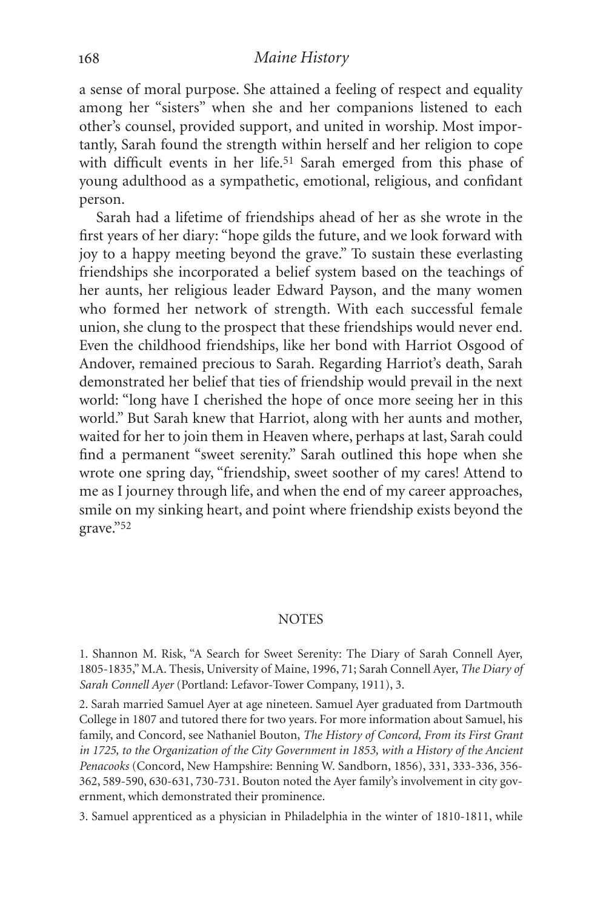a sense of moral purpose. She attained a feeling of respect and equality among her "sisters" when she and her companions listened to each other's counsel, provided support, and united in worship. Most importantly, Sarah found the strength within herself and her religion to cope with difficult events in her life.[51] Sarah emerged from this phase of young adulthood as a sympathetic, emotional, religious, and confidant person.

Sarah had a lifetime of friendships ahead of her as she wrote in the first years of her diary: "hope gilds the future, and we look forward with joy to a happy meeting beyond the grave." To sustain these everlasting friendships she incorporated a belief system based on the teachings of her aunts, her religious leader Edward Payson, and the many women who formed her network of strength. With each successful female union, she clung to the prospect that these friendships would never end. Even the childhood friendships, like her bond with Harriot Osgood of Andover, remained precious to Sarah. Regarding Harriot's death, Sarah demonstrated her belief that ties of friendship would prevail in the next world: "long have I cherished the hope of once more seeing her in this world." But Sarah knew that Harriot, along with her aunts and mother, waited for her to join them in Heaven where, perhaps at last, Sarah could find a permanent "sweet serenity." Sarah outlined this hope when she wrote one spring day, "friendship, sweet soother of my cares! Attend to me as I journey through life, and when the end of my career approaches, smile on my sinking heart, and point where friendship exists beyond the grave."[52]

## NOTES

1. Shannon M. Risk, "A Search for Sweet Serenity: The Diary of Sarah Connell Ayer, 1805-1835," M.A. Thesis, University of Maine, 1996, 71; Sarah Connell Ayer, *The Diary of Sarah Connell Ayer* (Portland: Lefavor-Tower Company, 1911), 3.

2. Sarah married Samuel Ayer at age nineteen. Samuel Ayer graduated from Dartmouth College in 1807 and tutored there for two years. For more information about Samuel, his family, and Concord, see Nathaniel Bouton, *The History of Concord, From its First Grant in 1725, to the Organization of the City Government in 1853, with a History of the Ancient Penacooks* (Concord, New Hampshire: Benning W. Sandborn, 1856), 331, 333-336, 356-362, 589-590, 630-631, 730-731. Bouton noted the Ayer family's involvement in city government, which demonstrated their prominence.

3. Samuel apprenticed as a physician in Philadelphia in the winter of 1810-1811, while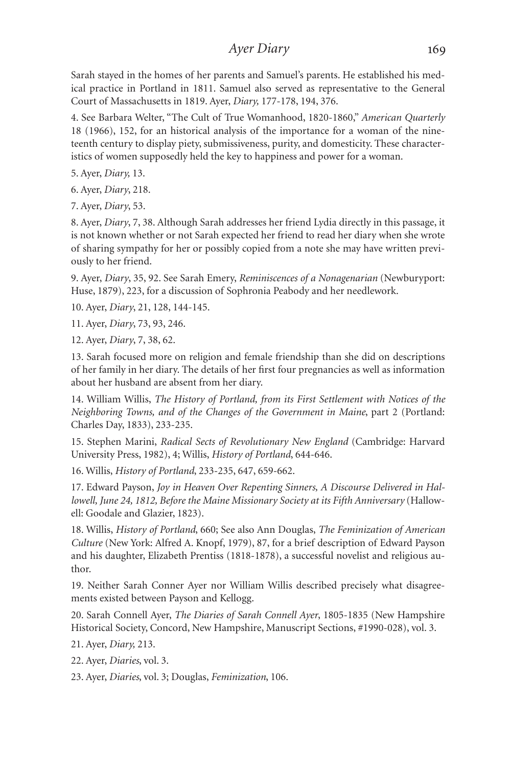Sarah stayed in the homes of her parents and Samuel's parents. He established his medical practice in Portland in 1811. Samuel also served as representative to the General Court of Massachusetts in 1819. Ayer, *Diary,* 177-178, 194, 376.

4. See Barbara Welter, "The Cult of True Womanhood, 1820-1860," *American Quarterly* 18 (1966), 152, for an historical analysis of the importance for a woman of the nineteenth century to display piety, submissiveness, purity, and domesticity. These characteristics of women supposedly held the key to happiness and power for a woman.

5. Ayer, *Diary,* 13.

6. Ayer, *Diary*, 218.

7. Ayer, *Diary*, 53.

8. Ayer, *Diary*, 7, 38. Although Sarah addresses her friend Lydia directly in this passage, it is not known whether or not Sarah expected her friend to read her diary when she wrote of sharing sympathy for her or possibly copied from a note she may have written previously to her friend.

9. Ayer, *Diary*, 35, 92. See Sarah Emery, *Reminiscences of a Nonagenarian* (Newburyport: Huse, 1879), 223, for a discussion of Sophronia Peabody and her needlework.

10. Ayer, *Diary*, 21, 128, 144-145.

11. Ayer, *Diary*, 73, 93, 246.

12. Ayer, *Diary*, 7, 38, 62.

13. Sarah focused more on religion and female friendship than she did on descriptions of her family in her diary. The details of her first four pregnancies as well as information about her husband are absent from her diary.

14. William Willis, *The History of Portland, from its First Settlement with Notices of the Neighboring Towns, and of the Changes of the Government in Maine*, part 2 (Portland: Charles Day, 1833), 233-235.

15. Stephen Marini, *Radical Sects of Revolutionary New England* (Cambridge: Harvard University Press, 1982), 4; Willis, *History of Portland*, 644-646.

16. Willis, *History of Portland*, 233-235, 647, 659-662.

17. Edward Payson, *Joy in Heaven Over Repenting Sinners, A Discourse Delivered in Hallowell, June 24, 1812, Before the Maine Missionary Society at its Fifth Anniversary* (Hallowell: Goodale and Glazier, 1823).

18. Willis, *History of Portland*, 660; See also Ann Douglas, *The Feminization of American Culture* (New York: Alfred A. Knopf, 1979), 87, for a brief description of Edward Payson and his daughter, Elizabeth Prentiss (1818-1878), a successful novelist and religious author.

19. Neither Sarah Conner Ayer nor William Willis described precisely what disagreements existed between Payson and Kellogg.

20. Sarah Connell Ayer, *The Diaries of Sarah Connell Ayer*, 1805-1835 (New Hampshire Historical Society, Concord, New Hampshire, Manuscript Sections, #1990-028), vol. 3.

21. Ayer, *Diary,* 213.

22. Ayer, *Diaries*, vol. 3.

23. Ayer, *Diaries*, vol. 3; Douglas, *Feminization*, 106.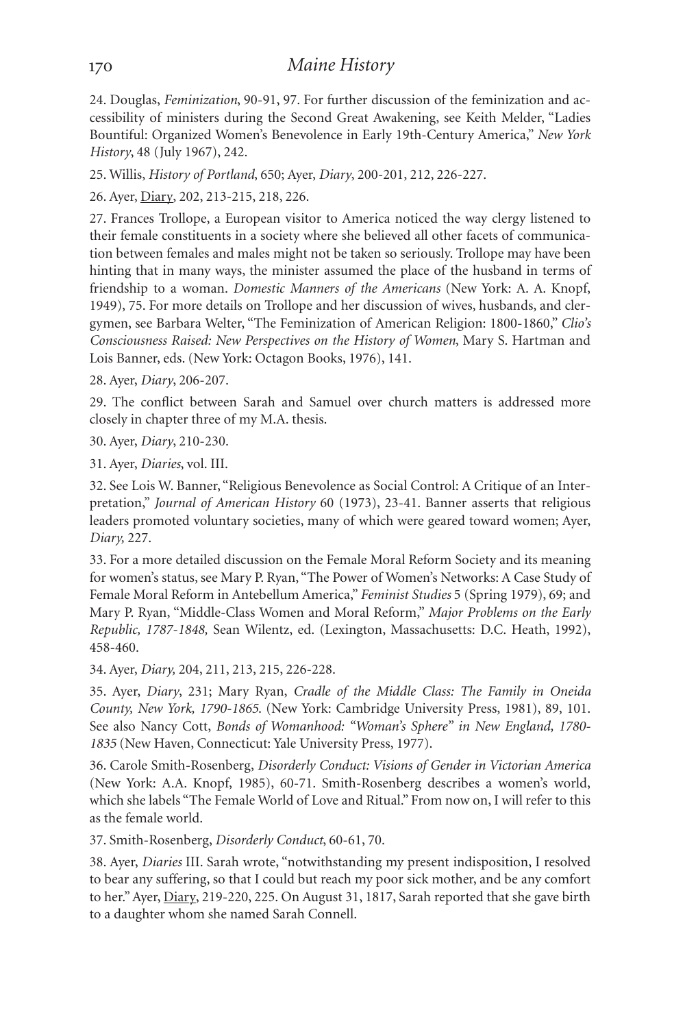24. Douglas, *Feminization*, 90-91, 97. For further discussion of the feminization and accessibility of ministers during the Second Great Awakening, see Keith Melder, "Ladies Bountiful: Organized Women's Benevolence in Early 19th-Century America," *New York History*, 48 (July 1967), 242.

25. Willis, *History of Portland*, 650; Ayer, *Diary*, 200-201, 212, 226-227.

26. Ayer, Diary, 202, 213-215, 218, 226.

27. Frances Trollope, a European visitor to America noticed the way clergy listened to their female constituents in a society where she believed all other facets of communication between females and males might not be taken so seriously. Trollope may have been hinting that in many ways, the minister assumed the place of the husband in terms of friendship to a woman. *Domestic Manners of the Americans* (New York: A. A. Knopf, 1949), 75. For more details on Trollope and her discussion of wives, husbands, and clergymen, see Barbara Welter, "The Feminization of American Religion: 1800-1860," *Clio's Consciousness Raised: New Perspectives on the History of Women*, Mary S. Hartman and Lois Banner, eds. (New York: Octagon Books, 1976), 141.

28. Ayer, *Diary*, 206-207.

29. The conflict between Sarah and Samuel over church matters is addressed more closely in chapter three of my M.A. thesis.

30. Ayer, *Diary*, 210-230.

31. Ayer, *Diaries*, vol. III.

32. See Lois W. Banner, "Religious Benevolence as Social Control: A Critique of an Interpretation," *Journal of American History* 60 (1973), 23-41. Banner asserts that religious leaders promoted voluntary societies, many of which were geared toward women; Ayer, *Diary,* 227.

33. For a more detailed discussion on the Female Moral Reform Society and its meaning for women's status, see Mary P. Ryan, "The Power of Women's Networks: A Case Study of Female Moral Reform in Antebellum America," *Feminist Studies* 5 (Spring 1979), 69; and Mary P. Ryan, "Middle-Class Women and Moral Reform," *Major Problems on the Early Republic, 1787-1848,* Sean Wilentz, ed. (Lexington, Massachusetts: D.C. Heath, 1992), 458-460.

34. Ayer, *Diary,* 204, 211, 213, 215, 226-228.

35. Ayer, *Diary*, 231; Mary Ryan, *Cradle of the Middle Class: The Family in Oneida County, New York, 1790-1865.* (New York: Cambridge University Press, 1981), 89, 101. See also Nancy Cott, *Bonds of Womanhood: "Woman's Sphere" in New England, 1780-1835* (New Haven, Connecticut: Yale University Press, 1977).

36. Carole Smith-Rosenberg, *Disorderly Conduct: Visions of Gender in Victorian America* (New York: A.A. Knopf, 1985), 60-71. Smith-Rosenberg describes a women's world, which she labels "The Female World of Love and Ritual." From now on, I will refer to this as the female world.

37. Smith-Rosenberg, *Disorderly Conduct*, 60-61, 70.

38. Ayer, *Diaries* III. Sarah wrote, "notwithstanding my present indisposition, I resolved to bear any suffering, so that I could but reach my poor sick mother, and be any comfort to her." Ayer, Diary, 219-220, 225. On August 31, 1817, Sarah reported that she gave birth to a daughter whom she named Sarah Connell.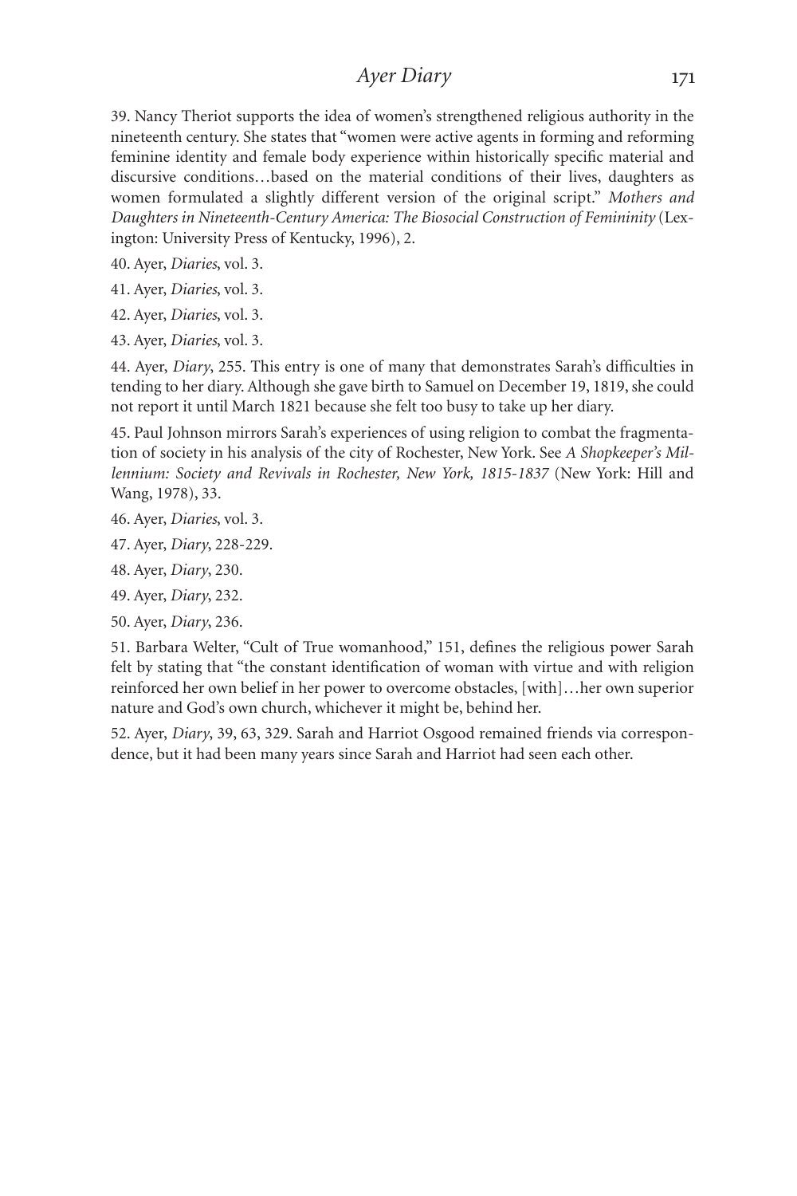39. Nancy Theriot supports the idea of women's strengthened religious authority in the nineteenth century. She states that "women were active agents in forming and reforming feminine identity and female body experience within historically specific material and discursive conditions…based on the material conditions of their lives, daughters as women formulated a slightly different version of the original script." *Mothers and Daughters in Nineteenth-Century America: The Biosocial Construction of Femininity* (Lexington: University Press of Kentucky, 1996), 2.

40. Ayer, *Diaries*, vol. 3.

41. Ayer, *Diaries*, vol. 3.

42. Ayer, *Diaries*, vol. 3.

43. Ayer, *Diaries*, vol. 3.

44. Ayer, *Diary*, 255. This entry is one of many that demonstrates Sarah's difficulties in tending to her diary. Although she gave birth to Samuel on December 19, 1819, she could not report it until March 1821 because she felt too busy to take up her diary.

45. Paul Johnson mirrors Sarah's experiences of using religion to combat the fragmentation of society in his analysis of the city of Rochester, New York. See *A Shopkeeper's Millennium: Society and Revivals in Rochester, New York, 1815-1837* (New York: Hill and Wang, 1978), 33.

46. Ayer, *Diaries*, vol. 3.

47. Ayer, *Diary*, 228-229.

48. Ayer, *Diary*, 230.

49. Ayer, *Diary*, 232.

50. Ayer, *Diary*, 236.

51. Barbara Welter, "Cult of True womanhood," 151, defines the religious power Sarah felt by stating that "the constant identification of woman with virtue and with religion reinforced her own belief in her power to overcome obstacles, [with]…her own superior nature and God's own church, whichever it might be, behind her.

52. Ayer, *Diary*, 39, 63, 329. Sarah and Harriot Osgood remained friends via correspondence, but it had been many years since Sarah and Harriot had seen each other.